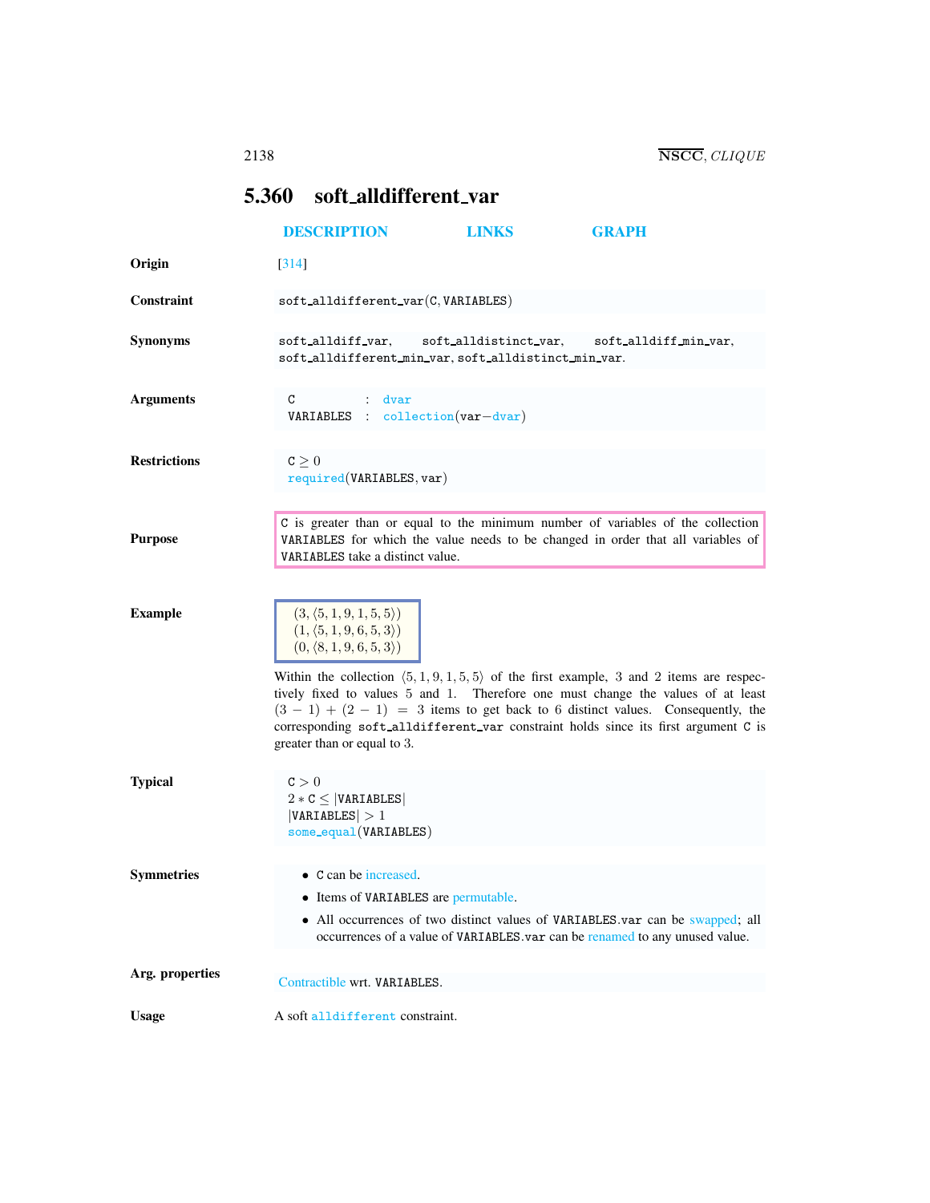## 5.360 soft_alldifferent_var

DESCRIPTION LINKS GRAPH

**Origin**

[314]

**Constraint**

soft_alldifferent_var(C, VARIABLES)

**Synonyms**

soft_alldiff_var, soft_alldistinct_var, soft_alldiff_min_var, soft_alldifferent_min_var, soft_alldistinct_min_var.

**Arguments**

C : dvar
VARIABLES : collection(var−dvar)

**Restrictions**

$\texttt{C} \geq 0$
required(VARIABLES, var)

**Purpose**

C is greater than or equal to the minimum number of variables of the collection VARIABLES for which the value needs to be changed in order that all variables of VARIABLES take a distinct value.

**Example**

$(3, \langle 5, 1, 9, 1, 5, 5\rangle)$
$(1, \langle 5, 1, 9, 6, 5, 3\rangle)$
$(0, \langle 8, 1, 9, 6, 5, 3\rangle)$

Within the collection $\langle 5, 1, 9, 1, 5, 5\rangle$ of the first example, 3 and 2 items are respectively fixed to values 5 and 1. Therefore one must change the values of at least $(3 - 1) + (2 - 1) = 3$ items to get back to 6 distinct values. Consequently, the corresponding soft_alldifferent_var constraint holds since its first argument C is greater than or equal to 3.

**Typical**

$\texttt{C} > 0$
$2 * \texttt{C} \leq |\texttt{VARIABLES}|$
$|\texttt{VARIABLES}| > 1$
some_equal(VARIABLES)

**Symmetries**

- C can be increased.
- Items of VARIABLES are permutable.
- All occurrences of two distinct values of VARIABLES.var can be swapped; all occurrences of a value of VARIABLES.var can be renamed to any unused value.

**Arg. properties**

Contractible wrt. VARIABLES.

**Usage**

A soft alldifferent constraint.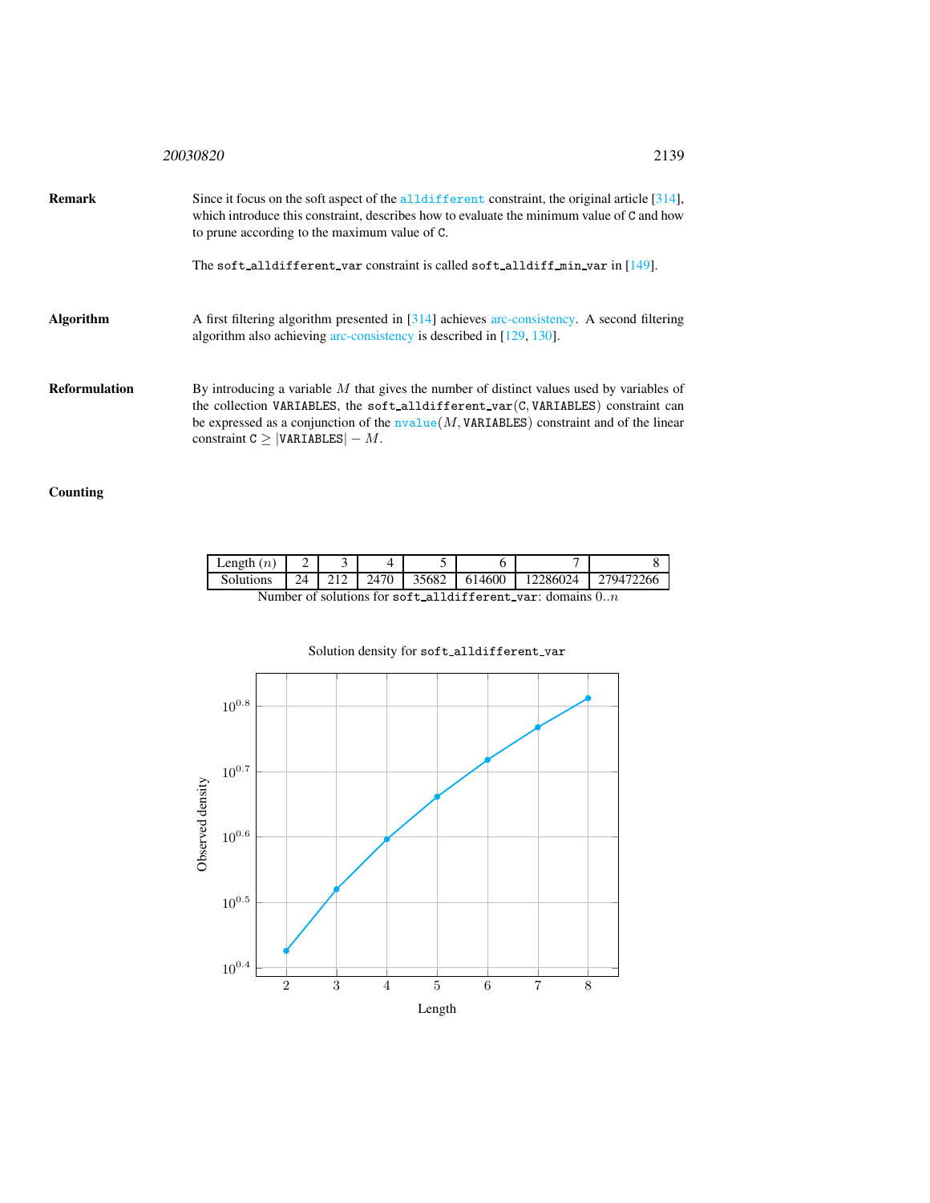## Remark

Since it focus on the soft aspect of the alldifferent constraint, the original article [314], which introduce this constraint, describes how to evaluate the minimum value of C and how to prune according to the maximum value of C.

The soft_alldifferent_var constraint is called soft_alldiff_min_var in [149].

## Algorithm

A first filtering algorithm presented in [314] achieves arc-consistency. A second filtering algorithm also achieving arc-consistency is described in [129, 130].

## Reformulation

By introducing a variable $M$ that gives the number of distinct values used by variables of the collection VARIABLES, the soft_alldifferent_var(C, VARIABLES) constraint can be expressed as a conjunction of the nvalue($M$, VARIABLES) constraint and of the linear constraint $\texttt{C} \geq |\texttt{VARIABLES}| - M$.

## Counting

| Length ($n$) | 2 | 3 | 4 | 5 | 6 | 7 | 8 |
|---|---|---|---|---|---|---|---|
| Solutions | 24 | 212 | 2470 | 35682 | 614600 | 12286024 | 279472266 |

Number of solutions for soft_alldifferent_var: domains $0..n$

Solution density for soft_alldifferent_var

| Length | 2 | 3 | 4 | 5 | 6 | 7 | 8 |
|---|---|---|---|---|---|---|---|
| Observed density | | | | | | | |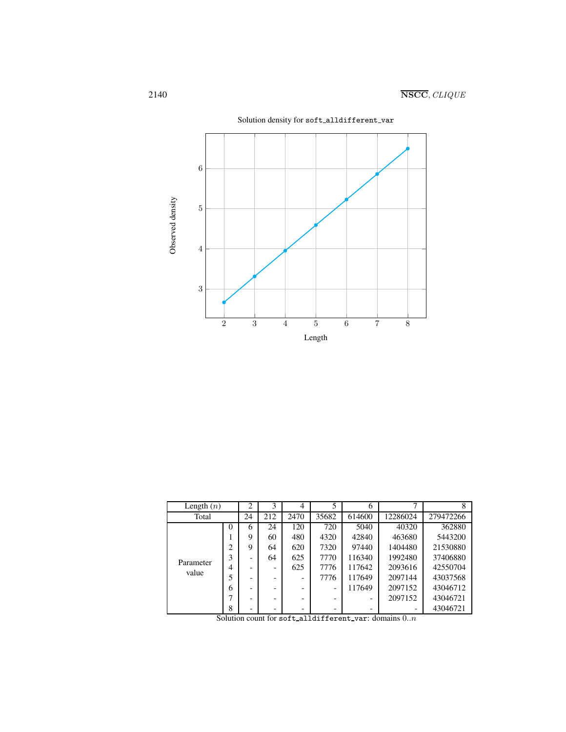Solution density for `soft_alldifferent_var`

Observed density

Length

| Length ($n$) | | 2 | 3 | 4 | 5 | 6 | 7 | 8 |
|---|---|---|---|---|---|---|---|---|
| Total | | 24 | 212 | 2470 | 35682 | 614600 | 12286024 | 279472266 |
| Parameter value | 0 | 6 | 24 | 120 | 720 | 5040 | 40320 | 362880 |
| | 1 | 9 | 60 | 480 | 4320 | 42840 | 463680 | 5443200 |
| | 2 | 9 | 64 | 620 | 7320 | 97440 | 1404480 | 21530880 |
| | 3 | - | 64 | 625 | 7770 | 116340 | 1992480 | 37406880 |
| | 4 | - | - | 625 | 7776 | 117642 | 2093616 | 42550704 |
| | 5 | - | - | - | 7776 | 117649 | 2097144 | 43037568 |
| | 6 | - | - | - | - | 117649 | 2097152 | 43046712 |
| | 7 | - | - | - | - | - | 2097152 | 43046721 |
| | 8 | - | - | - | - | - | - | 43046721 |

Solution count for `soft_alldifferent_var`: domains $0..n$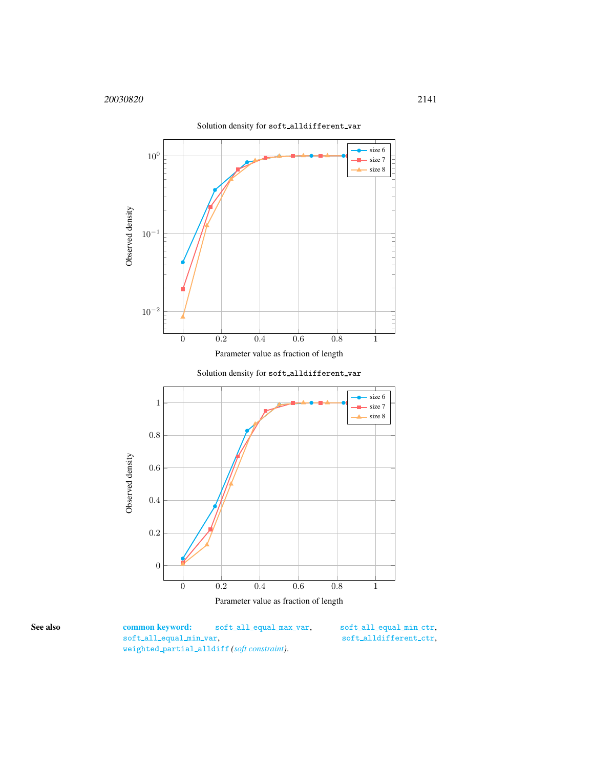Solution density for `soft_alldifferent_var`

Solution density for `soft_alldifferent_var`

**See also** **common keyword:** `soft_all_equal_max_var`, `soft_all_equal_min_ctr`, `soft_all_equal_min_var`, `soft_alldifferent_ctr`, `weighted_partial_alldiff` (*soft constraint*).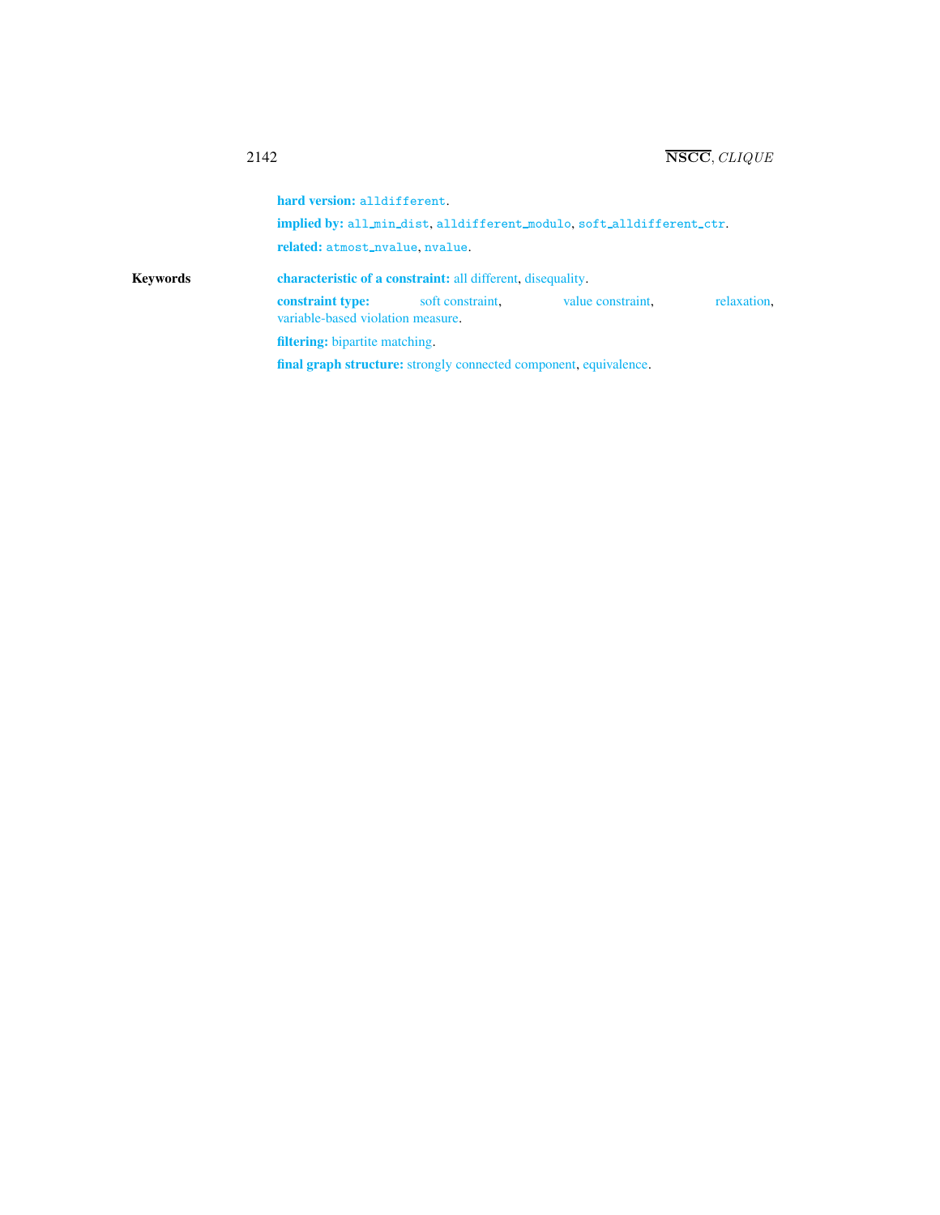**hard version:** `alldifferent`.

**implied by:** `all_min_dist`, `alldifferent_modulo`, `soft_alldifferent_ctr`.

**related:** `atmost_nvalue`, `nvalue`.

**Keywords**

**characteristic of a constraint:** all different, disequality.

**constraint type:** soft constraint, value constraint, relaxation, variable-based violation measure.

**filtering:** bipartite matching.

**final graph structure:** strongly connected component, equivalence.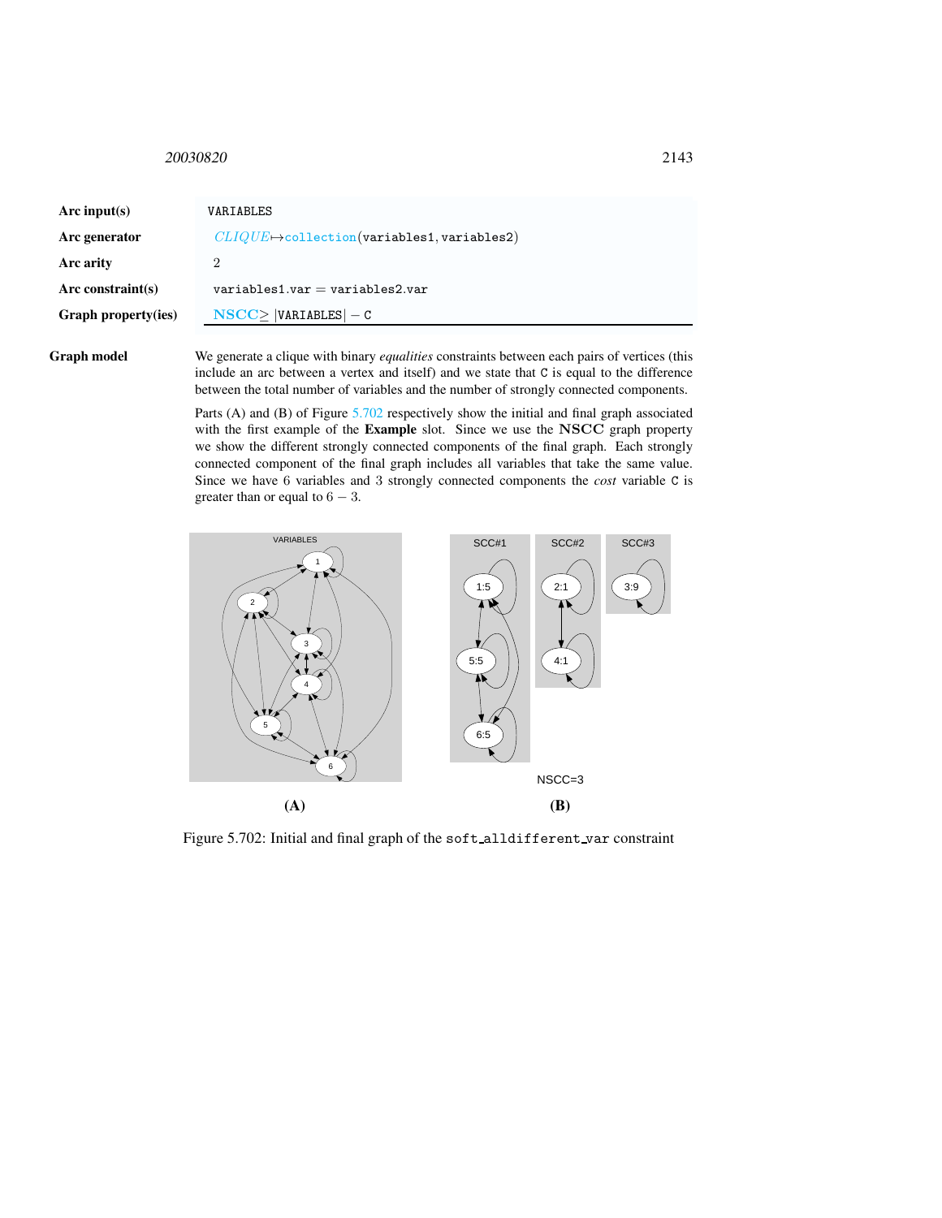| | |
|---|---|
| **Arc input(s)** | VARIABLES |
| **Arc generator** | *CLIQUE*$\mapsto$collection(variables1, variables2) |
| **Arc arity** | 2 |
| **Arc constraint(s)** | variables1.var = variables2.var |
| **Graph property(ies)** | **NSCC**$\geq$ \|VARIABLES\| − C |

**Graph model**

We generate a clique with binary *equalities* constraints between each pairs of vertices (this include an arc between a vertex and itself) and we state that C is equal to the difference between the total number of variables and the number of strongly connected components.

Parts (A) and (B) of Figure 5.702 respectively show the initial and final graph associated with the first example of the **Example** slot. Since we use the **NSCC** graph property we show the different strongly connected components of the final graph. Each strongly connected component of the final graph includes all variables that take the same value. Since we have 6 variables and 3 strongly connected components the *cost* variable C is greater than or equal to $6 - 3$.

VARIABLES

1
2
3
4
5
6

(A)

SCC#1
1:5
5:5
6:5

SCC#2
2:1
4:1

SCC#3
3:9

NSCC=3

(B)

Figure 5.702: Initial and final graph of the soft_alldifferent_var constraint